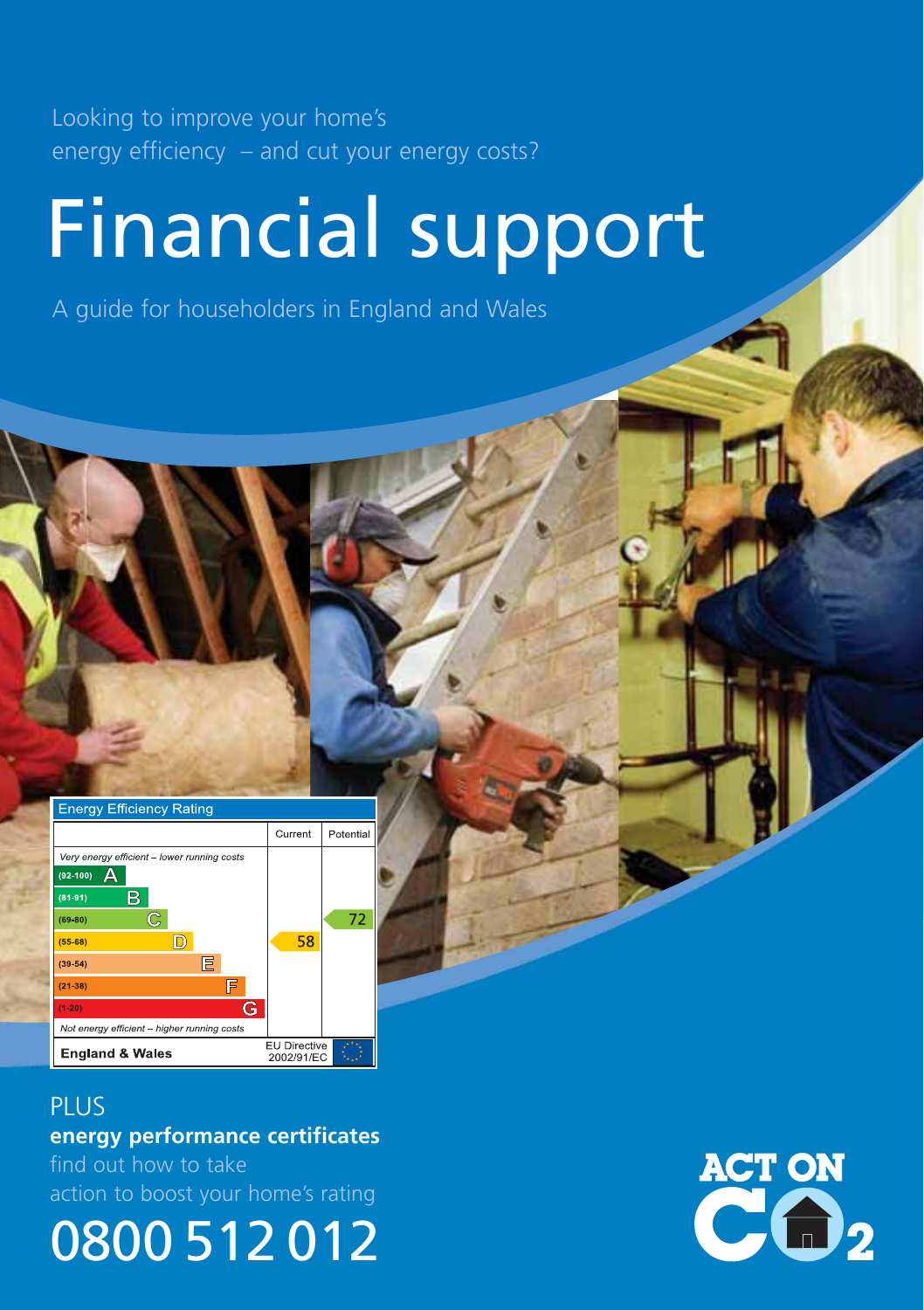Looking to improve your home's energy efficiency – and cut your energy costs?

# Financial support

A guide for householders in England and Wales

| Energy Efficiency Rating | | Current | Potential |
|---|---|---|---|
| *Very energy efficient – lower running costs* | | | |
| (92-100) | A | | |
| (81-91) | B | | |
| (69-80) | C | | 72 |
| (55-68) | D | 58 | |
| (39-54) | E | | |
| (21-38) | F | | |
| (1-20) | G | | |
| *Not energy efficient – higher running costs* | | | |
| **England & Wales** | | EU Directive 2002/91/EC | |

PLUS
**energy performance certificates**
find out how to take action to boost your home's rating

# 0800 512 012

ACT ON $CO_2$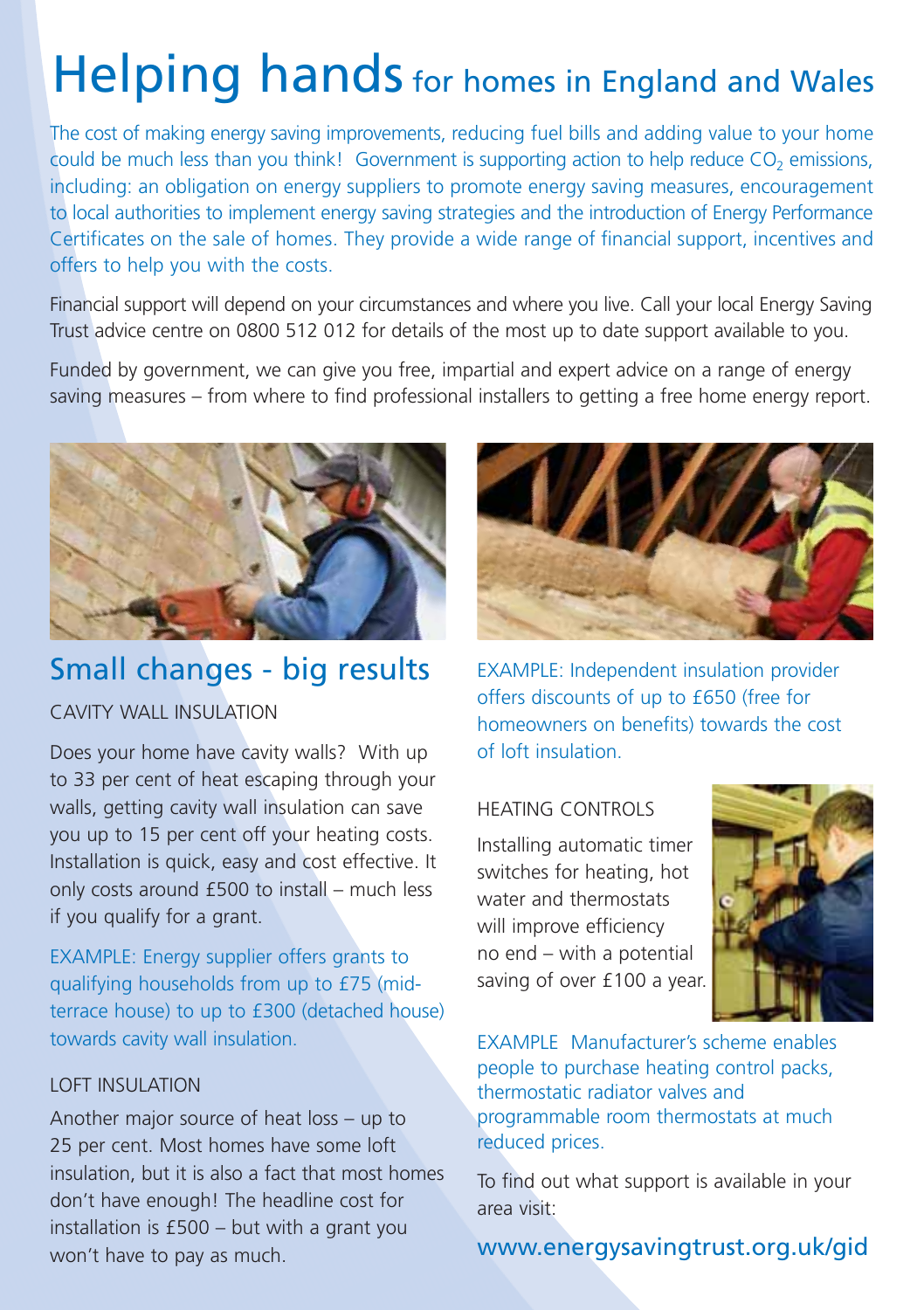# Helping hands for homes in England and Wales

The cost of making energy saving improvements, reducing fuel bills and adding value to your home could be much less than you think! Government is supporting action to help reduce $CO_2$ emissions, including: an obligation on energy suppliers to promote energy saving measures, encouragement to local authorities to implement energy saving strategies and the introduction of Energy Performance Certificates on the sale of homes. They provide a wide range of financial support, incentives and offers to help you with the costs.

Financial support will depend on your circumstances and where you live. Call your local Energy Saving Trust advice centre on 0800 512 012 for details of the most up to date support available to you.

Funded by government, we can give you free, impartial and expert advice on a range of energy saving measures – from where to find professional installers to getting a free home energy report.

## Small changes - big results

### CAVITY WALL INSULATION

Does your home have cavity walls? With up to 33 per cent of heat escaping through your walls, getting cavity wall insulation can save you up to 15 per cent off your heating costs. Installation is quick, easy and cost effective. It only costs around £500 to install – much less if you qualify for a grant.

EXAMPLE: Energy supplier offers grants to qualifying households from up to £75 (mid-terrace house) to up to £300 (detached house) towards cavity wall insulation.

### LOFT INSULATION

Another major source of heat loss – up to 25 per cent. Most homes have some loft insulation, but it is also a fact that most homes don't have enough! The headline cost for installation is £500 – but with a grant you won't have to pay as much.

EXAMPLE: Independent insulation provider offers discounts of up to £650 (free for homeowners on benefits) towards the cost of loft insulation.

### HEATING CONTROLS

Installing automatic timer switches for heating, hot water and thermostats will improve efficiency no end – with a potential saving of over £100 a year.

EXAMPLE Manufacturer's scheme enables people to purchase heating control packs, thermostatic radiator valves and programmable room thermostats at much reduced prices.

To find out what support is available in your area visit:

www.energysavingtrust.org.uk/gid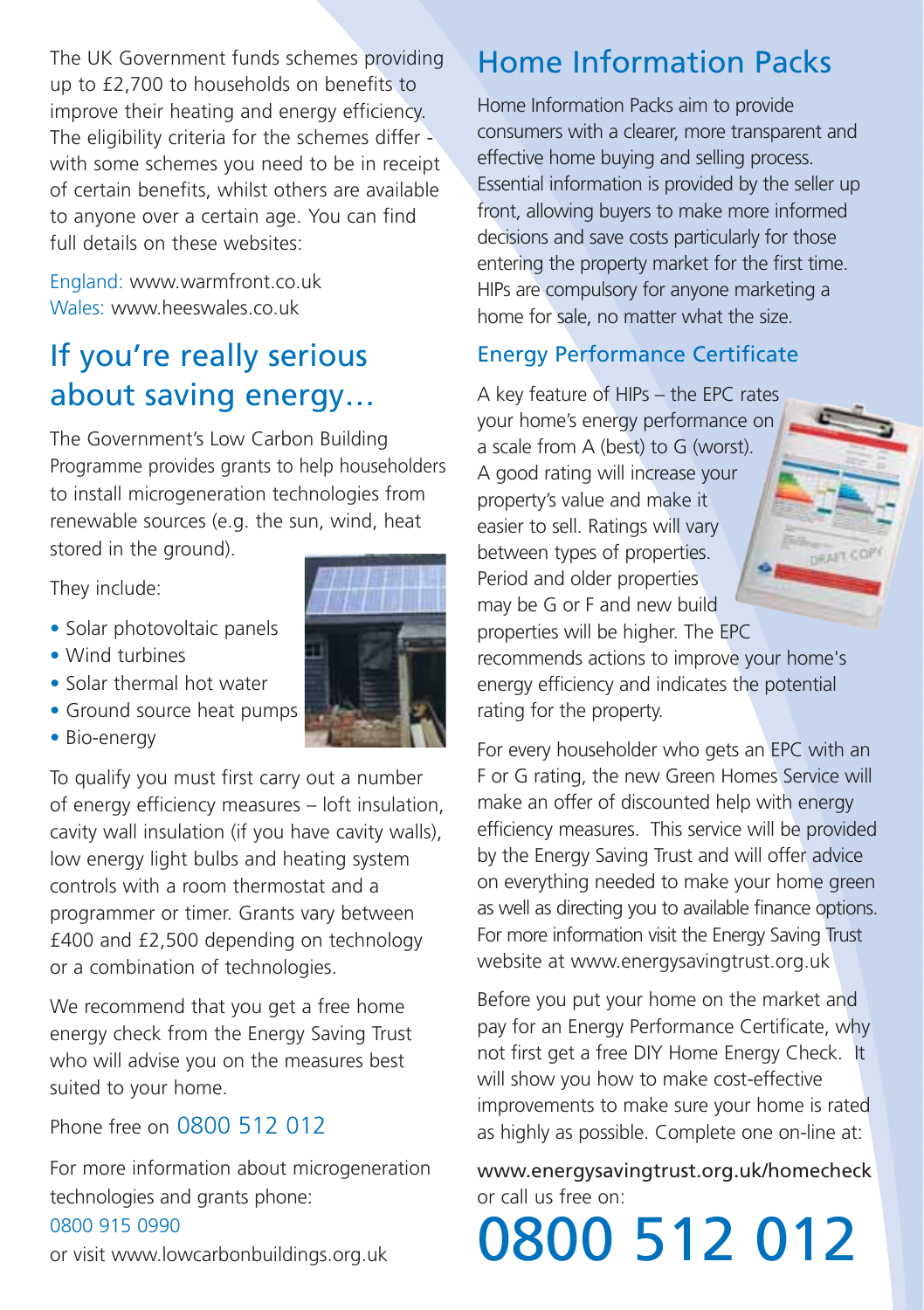The UK Government funds schemes providing up to £2,700 to households on benefits to improve their heating and energy efficiency. The eligibility criteria for the schemes differ - with some schemes you need to be in receipt of certain benefits, whilst others are available to anyone over a certain age. You can find full details on these websites:

England: www.warmfront.co.uk
Wales: www.heeswales.co.uk

## If you're really serious about saving energy…

The Government's Low Carbon Building Programme provides grants to help householders to install microgeneration technologies from renewable sources (e.g. the sun, wind, heat stored in the ground).

They include:

- Solar photovoltaic panels
- Wind turbines
- Solar thermal hot water
- Ground source heat pumps
- Bio-energy

To qualify you must first carry out a number of energy efficiency measures – loft insulation, cavity wall insulation (if you have cavity walls), low energy light bulbs and heating system controls with a room thermostat and a programmer or timer. Grants vary between £400 and £2,500 depending on technology or a combination of technologies.

We recommend that you get a free home energy check from the Energy Saving Trust who will advise you on the measures best suited to your home.

Phone free on 0800 512 012

For more information about microgeneration technologies and grants phone:
0800 915 0990
or visit www.lowcarbonbuildings.org.uk

## Home Information Packs

Home Information Packs aim to provide consumers with a clearer, more transparent and effective home buying and selling process. Essential information is provided by the seller up front, allowing buyers to make more informed decisions and save costs particularly for those entering the property market for the first time. HIPs are compulsory for anyone marketing a home for sale, no matter what the size.

### Energy Performance Certificate

A key feature of HIPs – the EPC rates your home's energy performance on a scale from A (best) to G (worst). A good rating will increase your property's value and make it easier to sell. Ratings will vary between types of properties. Period and older properties may be G or F and new build properties will be higher. The EPC recommends actions to improve your home's energy efficiency and indicates the potential rating for the property.

For every householder who gets an EPC with an F or G rating, the new Green Homes Service will make an offer of discounted help with energy efficiency measures. This service will be provided by the Energy Saving Trust and will offer advice on everything needed to make your home green as well as directing you to available finance options. For more information visit the Energy Saving Trust website at www.energysavingtrust.org.uk

Before you put your home on the market and pay for an Energy Performance Certificate, why not first get a free DIY Home Energy Check. It will show you how to make cost-effective improvements to make sure your home is rated as highly as possible. Complete one on-line at:

www.energysavingtrust.org.uk/homecheck
or call us free on:

# 0800 512 012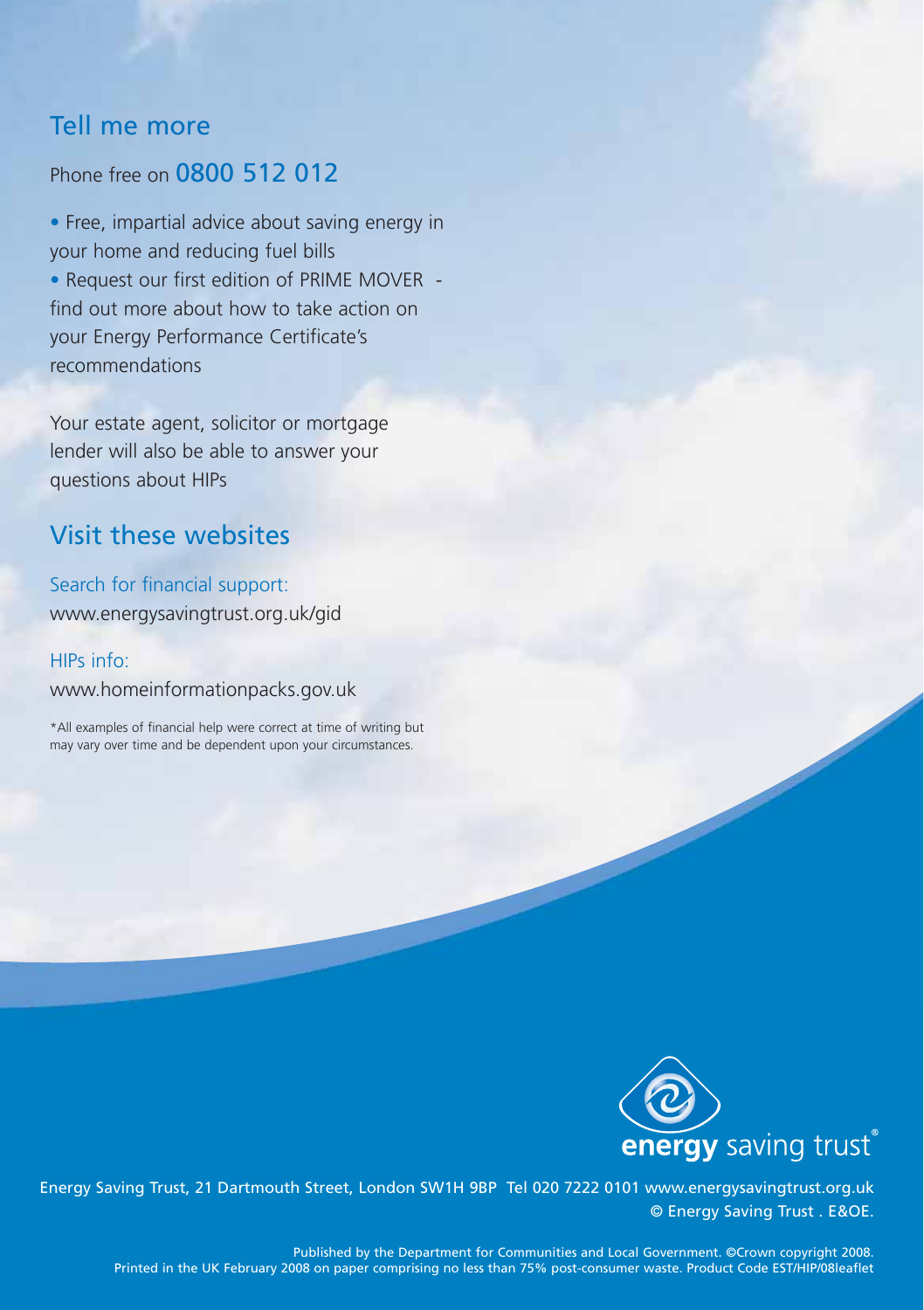## Tell me more

Phone free on **0800 512 012**

- Free, impartial advice about saving energy in your home and reducing fuel bills
- Request our first edition of PRIME MOVER - find out more about how to take action on your Energy Performance Certificate's recommendations

Your estate agent, solicitor or mortgage lender will also be able to answer your questions about HIPs

## Visit these websites

Search for financial support:
www.energysavingtrust.org.uk/gid

HIPs info:
www.homeinformationpacks.gov.uk

*All examples of financial help were correct at time of writing but may vary over time and be dependent upon your circumstances.

energy saving trust®

Energy Saving Trust, 21 Dartmouth Street, London SW1H 9BP Tel 020 7222 0101 www.energysavingtrust.org.uk
© Energy Saving Trust . E&OE.

Published by the Department for Communities and Local Government. ©Crown copyright 2008.
Printed in the UK February 2008 on paper comprising no less than 75% post-consumer waste. Product Code EST/HIP/08leaflet